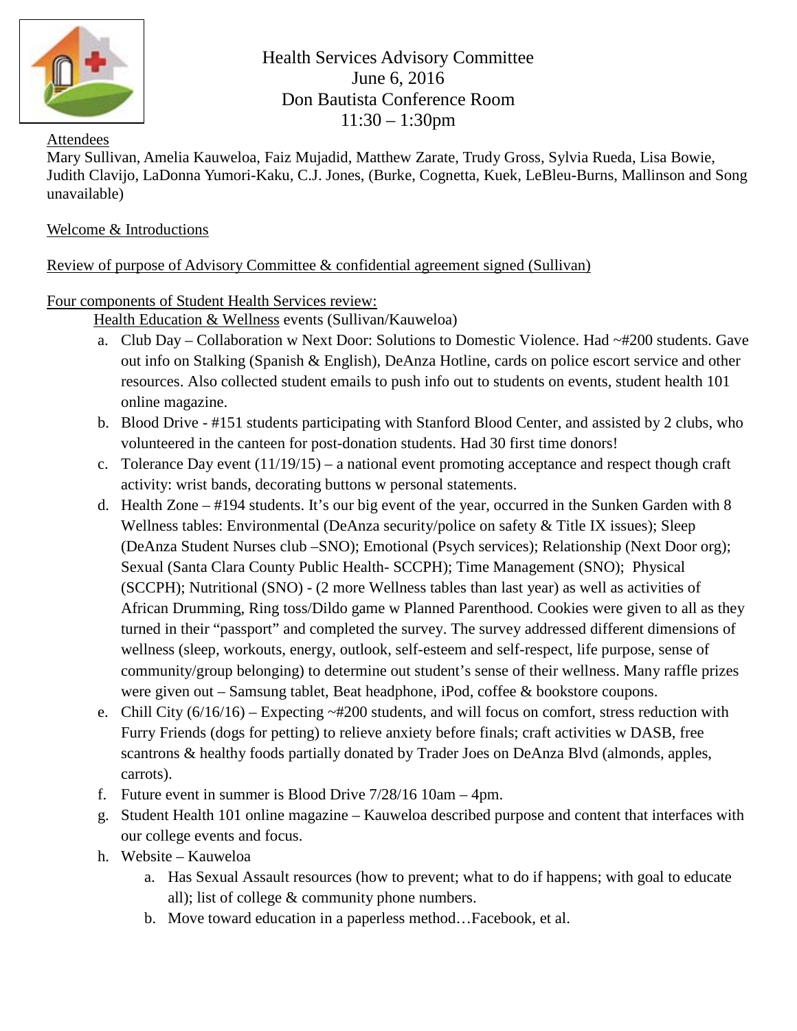# Health Services Advisory Committee

June 6, 2016
Don Bautista Conference Room
11:30 – 1:30pm

Attendees

Mary Sullivan, Amelia Kauweloa, Faiz Mujadid, Matthew Zarate, Trudy Gross, Sylvia Rueda, Lisa Bowie, Judith Clavijo, LaDonna Yumori-Kaku, C.J. Jones, (Burke, Cognetta, Kuek, LeBleu-Burns, Mallinson and Song unavailable)

Welcome & Introductions

Review of purpose of Advisory Committee & confidential agreement signed (Sullivan)

Four components of Student Health Services review:

Health Education & Wellness events (Sullivan/Kauweloa)

a. Club Day – Collaboration w Next Door: Solutions to Domestic Violence. Had ~#200 students. Gave out info on Stalking (Spanish & English), DeAnza Hotline, cards on police escort service and other resources. Also collected student emails to push info out to students on events, student health 101 online magazine.
b. Blood Drive - #151 students participating with Stanford Blood Center, and assisted by 2 clubs, who volunteered in the canteen for post-donation students. Had 30 first time donors!
c. Tolerance Day event (11/19/15) – a national event promoting acceptance and respect though craft activity: wrist bands, decorating buttons w personal statements.
d. Health Zone – #194 students. It's our big event of the year, occurred in the Sunken Garden with 8 Wellness tables: Environmental (DeAnza security/police on safety & Title IX issues); Sleep (DeAnza Student Nurses club –SNO); Emotional (Psych services); Relationship (Next Door org); Sexual (Santa Clara County Public Health- SCCPH); Time Management (SNO); Physical (SCCPH); Nutritional (SNO) - (2 more Wellness tables than last year) as well as activities of African Drumming, Ring toss/Dildo game w Planned Parenthood. Cookies were given to all as they turned in their "passport" and completed the survey. The survey addressed different dimensions of wellness (sleep, workouts, energy, outlook, self-esteem and self-respect, life purpose, sense of community/group belonging) to determine out student's sense of their wellness. Many raffle prizes were given out – Samsung tablet, Beat headphone, iPod, coffee & bookstore coupons.
e. Chill City (6/16/16) – Expecting ~#200 students, and will focus on comfort, stress reduction with Furry Friends (dogs for petting) to relieve anxiety before finals; craft activities w DASB, free scantrons & healthy foods partially donated by Trader Joes on DeAnza Blvd (almonds, apples, carrots).
f. Future event in summer is Blood Drive 7/28/16 10am – 4pm.
g. Student Health 101 online magazine – Kauweloa described purpose and content that interfaces with our college events and focus.
h. Website – Kauweloa
    a. Has Sexual Assault resources (how to prevent; what to do if happens; with goal to educate all); list of college & community phone numbers.
    b. Move toward education in a paperless method…Facebook, et al.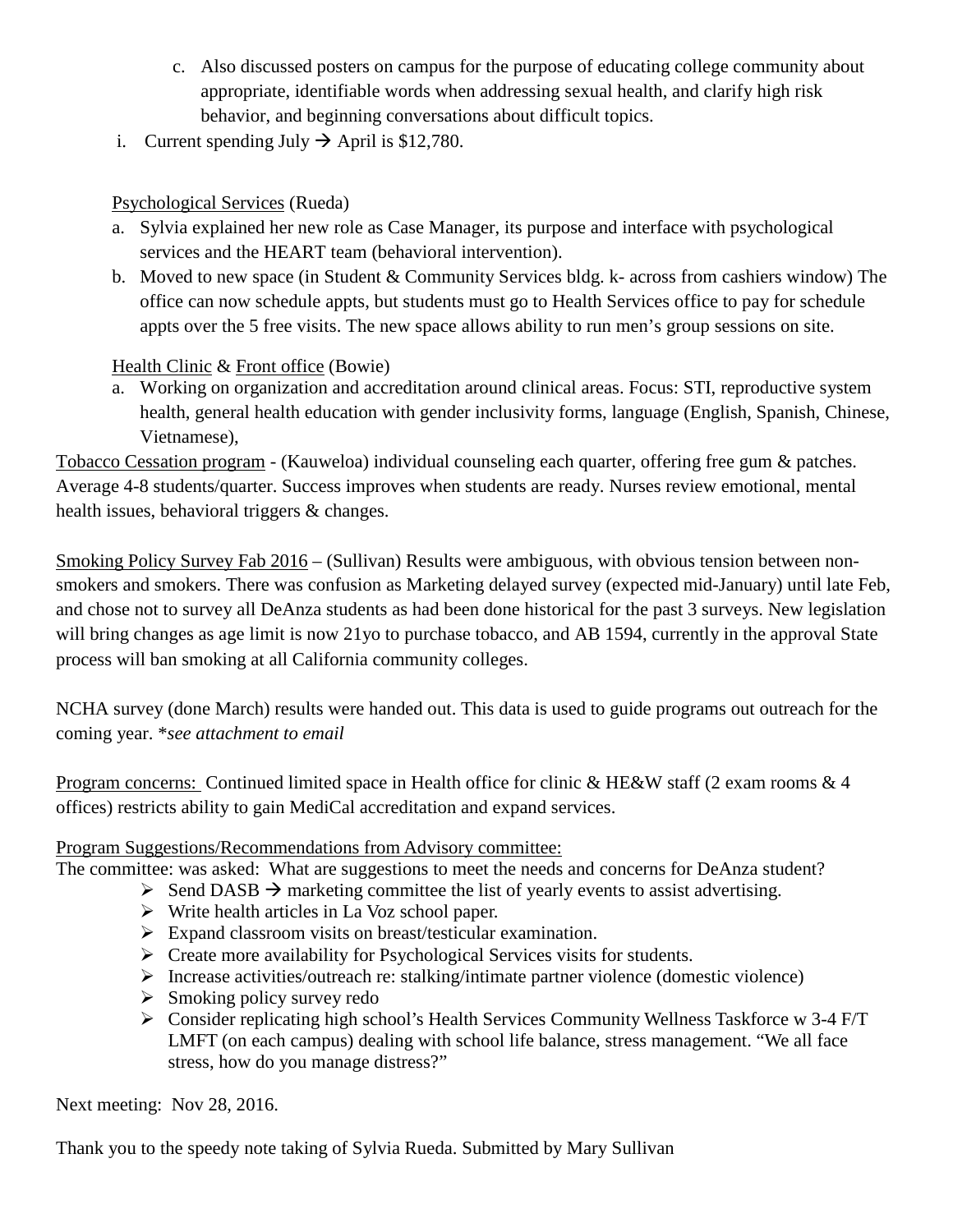c. Also discussed posters on campus for the purpose of educating college community about appropriate, identifiable words when addressing sexual health, and clarify high risk behavior, and beginning conversations about difficult topics.

i. Current spending July → April is $12,780.

Psychological Services (Rueda)

a. Sylvia explained her new role as Case Manager, its purpose and interface with psychological services and the HEART team (behavioral intervention).
b. Moved to new space (in Student & Community Services bldg. k- across from cashiers window) The office can now schedule appts, but students must go to Health Services office to pay for schedule appts over the 5 free visits. The new space allows ability to run men's group sessions on site.

Health Clinic & Front office (Bowie)

a. Working on organization and accreditation around clinical areas. Focus: STI, reproductive system health, general health education with gender inclusivity forms, language (English, Spanish, Chinese, Vietnamese),

Tobacco Cessation program - (Kauweloa) individual counseling each quarter, offering free gum & patches. Average 4-8 students/quarter. Success improves when students are ready. Nurses review emotional, mental health issues, behavioral triggers & changes.

Smoking Policy Survey Fab 2016 – (Sullivan) Results were ambiguous, with obvious tension between non-smokers and smokers. There was confusion as Marketing delayed survey (expected mid-January) until late Feb, and chose not to survey all DeAnza students as had been done historical for the past 3 surveys. New legislation will bring changes as age limit is now 21yo to purchase tobacco, and AB 1594, currently in the approval State process will ban smoking at all California community colleges.

NCHA survey (done March) results were handed out. This data is used to guide programs out outreach for the coming year. *\*see attachment to email*

Program concerns: Continued limited space in Health office for clinic & HE&W staff (2 exam rooms & 4 offices) restricts ability to gain MediCal accreditation and expand services.

Program Suggestions/Recommendations from Advisory committee:

The committee: was asked: What are suggestions to meet the needs and concerns for DeAnza student?

- Send DASB → marketing committee the list of yearly events to assist advertising.
- Write health articles in La Voz school paper.
- Expand classroom visits on breast/testicular examination.
- Create more availability for Psychological Services visits for students.
- Increase activities/outreach re: stalking/intimate partner violence (domestic violence)
- Smoking policy survey redo
- Consider replicating high school's Health Services Community Wellness Taskforce w 3-4 F/T LMFT (on each campus) dealing with school life balance, stress management. "We all face stress, how do you manage distress?"

Next meeting: Nov 28, 2016.

Thank you to the speedy note taking of Sylvia Rueda. Submitted by Mary Sullivan